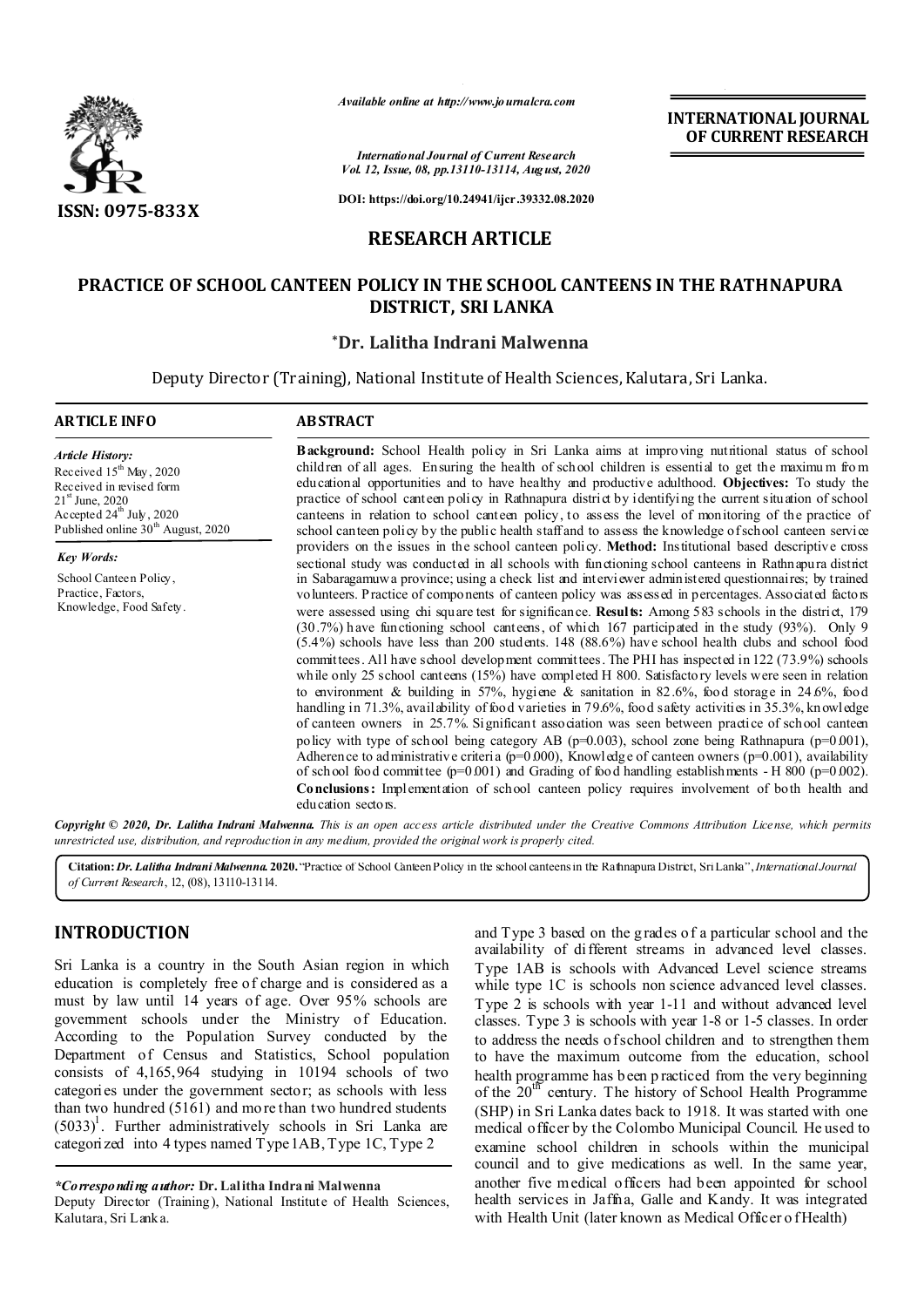**INTERNATIONAL JOURNAL OF CURRENT RESEARCH**

ISSN: 0975-833X

*Available online at http://www.journalcra.com*

*International Journal of Current Research*
*Vol. 12, Issue, 08, pp.13110-13114, August, 2020*

**DOI: https://doi.org/10.24941/ijcr.39332.08.2020**

## RESEARCH ARTICLE

# PRACTICE OF SCHOOL CANTEEN POLICY IN THE SCHOOL CANTEENS IN THE RATHNAPURA DISTRICT, SRI LANKA

### *Dr. Lalitha Indrani Malwenna

Deputy Director (Training), National Institute of Health Sciences, Kalutara, Sri Lanka.

**ARTICLE INFO**

*Article History:*
Received 15th May, 2020
Received in revised form 21st June, 2020
Accepted 24th July, 2020
Published online 30th August, 2020

*Key Words:*
School Canteen Policy, Practice, Factors, Knowledge, Food Safety.

**ABSTRACT**

**Background:** School Health policy in Sri Lanka aims at improving nutritional status of school children of all ages. Ensuring the health of school children is essential to get the maximum from educational opportunities and to have healthy and productive adulthood. **Objectives:** To study the practice of school canteen policy in Rathnapura district by identifying the current situation of school canteens in relation to school canteen policy, to assess the level of monitoring of the practice of school canteen policy by the public health staff and to assess the knowledge of school canteen service providers on the issues in the school canteen policy. **Method:** Institutional based descriptive cross sectional study was conducted in all schools with functioning school canteens in Rathnapura district in Sabaragamuwa province; using a check list and interviewer administered questionnaires; by trained volunteers. Practice of components of canteen policy was assessed in percentages. Associated factors were assessed using chi square test for significance. **Results:** Among 583 schools in the district, 179 (30.7%) have functioning school canteens, of which 167 participated in the study (93%). Only 9 (5.4%) schools have less than 200 students. 148 (88.6%) have school health clubs and school food committees. All have school development committees. The PHI has inspected in 122 (73.9%) schools while only 25 school canteens (15%) have completed H 800. Satisfactory levels were seen in relation to environment & building in 57%, hygiene & sanitation in 82.6%, food storage in 24.6%, food handling in 71.3%, availability of food varieties in 79.6%, food safety activities in 35.3%, knowledge of canteen owners in 25.7%. Significant association was seen between practice of school canteen policy with type of school being category AB ($p=0.003$), school zone being Rathnapura ($p=0.001$), Adherence to administrative criteria ($p=0.000$), Knowledge of canteen owners ($p=0.001$), availability of school food committee ($p=0.001$) and Grading of food handling establishments - H 800 ($p=0.002$). **Conclusions:** Implementation of school canteen policy requires involvement of both health and education sectors.

***Copyright © 2020, Dr. Lalitha Indrani Malwenna.** This is an open access article distributed under the Creative Commons Attribution License, which permits unrestricted use, distribution, and reproduction in any medium, provided the original work is properly cited.*

**Citation:** ***Dr. Lalitha Indrani Malwenna. 2020.*** "Practice of School Canteen Policy in the school canteens in the Rathnapura District, Sri Lanka", *International Journal of Current Research*, 12, (08), 13110-13114.

## INTRODUCTION

Sri Lanka is a country in the South Asian region in which education is completely free of charge and is considered as a must by law until 14 years of age. Over 95% schools are government schools under the Ministry of Education. According to the Population Survey conducted by the Department of Census and Statistics, School population consists of 4,165,964 studying in 10194 schools of two categories under the government sector; as schools with less than two hundred (5161) and more than two hundred students (5033)[1]. Further administratively schools in Sri Lanka are categorized into 4 types named Type 1AB, Type 1C, Type 2 and Type 3 based on the grades of a particular school and the availability of different streams in advanced level classes. Type 1AB is schools with Advanced Level science streams while type 1C is schools non science advanced level classes. Type 2 is schools with year 1-11 and without advanced level classes. Type 3 is schools with year 1-8 or 1-5 classes. In order to address the needs of school children and to strengthen them to have the maximum outcome from the education, school health programme has been practiced from the very beginning of the 20th century. The history of School Health Programme (SHP) in Sri Lanka dates back to 1918. It was started with one medical officer by the Colombo Municipal Council. He used to examine school children in schools within the municipal council and to give medications as well. In the same year, another five medical officers had been appointed for school health services in Jaffna, Galle and Kandy. It was integrated with Health Unit (later known as Medical Officer of Health)

**\*Corresponding author: Dr. Lalitha Indrani Malwenna**
Deputy Director (Training), National Institute of Health Sciences, Kalutara, Sri Lanka.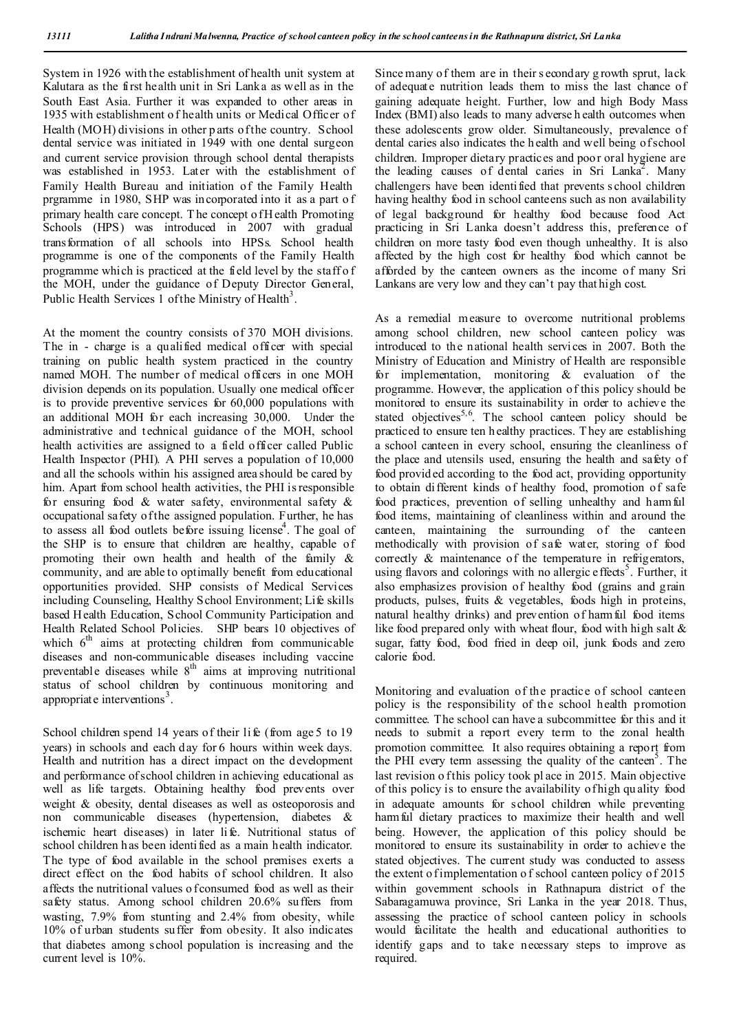System in 1926 with the establishment of health unit system at Kalutara as the first health unit in Sri Lanka as well as in the South East Asia. Further it was expanded to other areas in 1935 with establishment of health units or Medical Officer of Health (MOH) divisions in other parts of the country. School dental service was initiated in 1949 with one dental surgeon and current service provision through school dental therapists was established in 1953. Later with the establishment of Family Health Bureau and initiation of the Family Health prgramme in 1980, SHP was incorporated into it as a part of primary health care concept. The concept of Health Promoting Schools (HPS) was introduced in 2007 with gradual transformation of all schools into HPSs. School health programme is one of the components of the Family Health programme which is practiced at the field level by the staff of the MOH, under the guidance of Deputy Director General, Public Health Services 1 of the Ministry of Health[3].

At the moment the country consists of 370 MOH divisions. The in - charge is a qualified medical officer with special training on public health system practiced in the country named MOH. The number of medical officers in one MOH division depends on its population. Usually one medical officer is to provide preventive services for 60,000 populations with an additional MOH for each increasing 30,000. Under the administrative and technical guidance of the MOH, school health activities are assigned to a field officer called Public Health Inspector (PHI). A PHI serves a population of 10,000 and all the schools within his assigned area should be cared by him. Apart from school health activities, the PHI is responsible for ensuring food & water safety, environmental safety & occupational safety of the assigned population. Further, he has to assess all food outlets before issuing license[4]. The goal of the SHP is to ensure that children are healthy, capable of promoting their own health and health of the family & community, and are able to optimally benefit from educational opportunities provided. SHP consists of Medical Services including Counseling, Healthy School Environment; Life skills based Health Education, School Community Participation and Health Related School Policies. SHP bears 10 objectives of which 6th aims at protecting children from communicable diseases and non-communicable diseases including vaccine preventable diseases while 8th aims at improving nutritional status of school children by continuous monitoring and appropriate interventions[3].

School children spend 14 years of their life (from age 5 to 19 years) in schools and each day for 6 hours within week days. Health and nutrition has a direct impact on the development and performance of school children in achieving educational as well as life targets. Obtaining healthy food prevents over weight & obesity, dental diseases as well as osteoporosis and non communicable diseases (hypertension, diabetes & ischemic heart diseases) in later life. Nutritional status of school children has been identified as a main health indicator. The type of food available in the school premises exerts a direct effect on the food habits of school children. It also affects the nutritional values of consumed food as well as their safety status. Among school children 20.6% suffers from wasting, 7.9% from stunting and 2.4% from obesity, while 10% of urban students suffer from obesity. It also indicates that diabetes among school population is increasing and the current level is 10%.

Since many of them are in their secondary growth sprut, lack of adequate nutrition leads them to miss the last chance of gaining adequate height. Further, low and high Body Mass Index (BMI) also leads to many adverse health outcomes when these adolescents grow older. Simultaneously, prevalence of dental caries also indicates the health and well being of school children. Improper dietary practices and poor oral hygiene are the leading causes of dental caries in Sri Lanka[2]. Many challengers have been identified that prevents school children having healthy food in school canteens such as non availability of legal background for healthy food because food Act practicing in Sri Lanka doesn't address this, preference of children on more tasty food even though unhealthy. It is also affected by the high cost for healthy food which cannot be afforded by the canteen owners as the income of many Sri Lankans are very low and they can't pay that high cost.

As a remedial measure to overcome nutritional problems among school children, new school canteen policy was introduced to the national health services in 2007. Both the Ministry of Education and Ministry of Health are responsible for implementation, monitoring & evaluation of the programme. However, the application of this policy should be monitored to ensure its sustainability in order to achieve the stated objectives[5,6]. The school canteen policy should be practiced to ensure ten healthy practices. They are establishing a school canteen in every school, ensuring the cleanliness of the place and utensils used, ensuring the health and safety of food provided according to the food act, providing opportunity to obtain different kinds of healthy food, promotion of safe food practices, prevention of selling unhealthy and harmful food items, maintaining of cleanliness within and around the canteen, maintaining the surrounding of the canteen methodically with provision of safe water, storing of food correctly & maintenance of the temperature in refrigerators, using flavors and colorings with no allergic effects[5]. Further, it also emphasizes provision of healthy food (grains and grain products, pulses, fruits & vegetables, foods high in proteins, natural healthy drinks) and prevention of harmful food items like food prepared only with wheat flour, food with high salt & sugar, fatty food, food fried in deep oil, junk foods and zero calorie food.

Monitoring and evaluation of the practice of school canteen policy is the responsibility of the school health promotion committee. The school can have a subcommittee for this and it needs to submit a report every term to the zonal health promotion committee. It also requires obtaining a report from the PHI every term assessing the quality of the canteen[5]. The last revision of this policy took place in 2015. Main objective of this policy is to ensure the availability of high quality food in adequate amounts for school children while preventing harmful dietary practices to maximize their health and well being. However, the application of this policy should be monitored to ensure its sustainability in order to achieve the stated objectives. The current study was conducted to assess the extent of implementation of school canteen policy of 2015 within government schools in Rathnapura district of the Sabaragamuwa province, Sri Lanka in the year 2018. Thus, assessing the practice of school canteen policy in schools would facilitate the health and educational authorities to identify gaps and to take necessary steps to improve as required.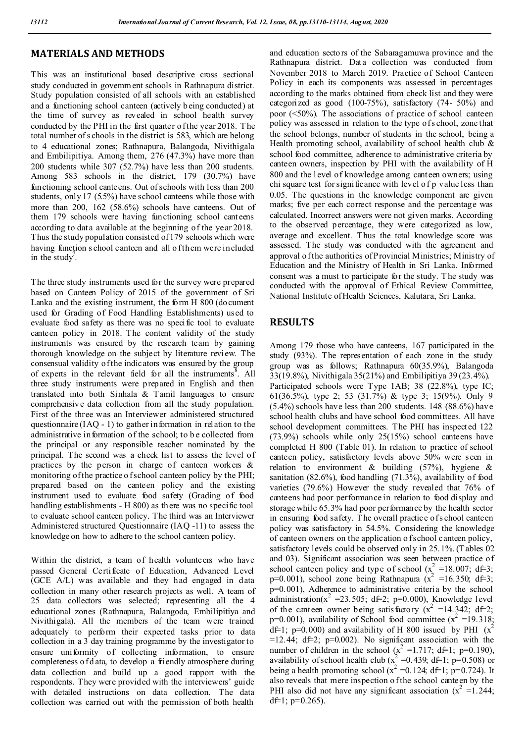## MATERIALS AND METHODS

This was an institutional based descriptive cross sectional study conducted in government schools in Rathnapura district. Study population consisted of all schools with an established and a functioning school canteen (actively being conducted) at the time of survey as revealed in school health survey conducted by the PHI in the first quarter of the year 2018. The total number of schools in the district is 583, which are belong to 4 educational zones; Rathnapura, Balangoda, Nivithigala and Embilipitiya. Among them, 276 (47.3%) have more than 200 students while 307 (52.7%) have less than 200 students. Among 583 schools in the district, 179 (30.7%) have functioning school canteens. Out of schools with less than 200 students, only 17 (5.5%) have school canteens while those with more than 200, 162 (58.6%) schools have canteens. Out of them 179 schools were having functioning school canteens according to data available at the beginning of the year 2018. Thus the study population consisted of 179 schools which were having function school canteen and all of them were included in the study[7].

The three study instruments used for the survey were prepared based on Canteen Policy of 2015 of the government of Sri Lanka and the existing instrument, the form H 800 (document used for Grading of Food Handling Establishments) used to evaluate food safety as there was no specific tool to evaluate canteen policy in 2018. The content validity of the study instruments was ensured by the research team by gaining thorough knowledge on the subject by literature review. The consensual validity of the indicators was ensured by the group of experts in the relevant field for all the instruments[8]. All three study instruments were prepared in English and then translated into both Sinhala & Tamil languages to ensure comprehensive data collection from all the study population. First of the three was an Interviewer administered structured questionnaire (IAQ - 1) to gather information in relation to the administrative information of the school; to be collected from the principal or any responsible teacher nominated by the principal. The second was a check list to assess the level of practices by the person in charge of canteen workers & monitoring of the practice of school canteen policy by the PHI; prepared based on the canteen policy and the existing instrument used to evaluate food safety (Grading of food handling establishments - H 800) as there was no specific tool to evaluate school canteen policy. The third was an Interviewer Administered structured Questionnaire (IAQ -11) to assess the knowledge on how to adhere to the school canteen policy.

Within the district, a team of health volunteers who have passed General Certificate of Education, Advanced Level (GCE A/L) was available and they had engaged in data collection in many other research projects as well. A team of 25 data collectors was selected; representing all the 4 educational zones (Rathnapura, Balangoda, Embilipitiya and Nivithigala). All the members of the team were trained adequately to perform their expected tasks prior to data collection in a 3 day training programme by the investigator to ensure uniformity of collecting information, to ensure completeness of data, to develop a friendly atmosphere during data collection and build up a good rapport with the respondents. They were provided with the interviewers' guide with detailed instructions on data collection. The data collection was carried out with the permission of both health and education sectors of the Sabaragamuwa province and the Rathnapura district. Data collection was conducted from November 2018 to March 2019. Practice of School Canteen Policy in each its components was assessed in percentages according to the marks obtained from check list and they were categorized as good (100-75%), satisfactory (74- 50%) and poor (<50%). The associations of practice of school canteen policy was assessed in relation to the type of school, zone that the school belongs, number of students in the school, being a Health promoting school, availability of school health club & school food committee, adherence to administrative criteria by canteen owners, inspection by PHI with the availability of H 800 and the level of knowledge among canteen owners; using chi square test for significance with level of p value less than 0.05. The questions in the knowledge component are given marks; five per each correct response and the percentage was calculated. Incorrect answers were not given marks. According to the observed percentage, they were categorized as low, average and excellent. Thus the total knowledge score was assessed. The study was conducted with the agreement and approval of the authorities of Provincial Ministries; Ministry of Education and the Ministry of Health in Sri Lanka. Informed consent was a must to participate for the study. The study was conducted with the approval of Ethical Review Committee, National Institute of Health Sciences, Kalutara, Sri Lanka.

## RESULTS

Among 179 those who have canteens, 167 participated in the study (93%). The representation of each zone in the study group was as follows; Rathnapura 60(35.9%), Balangoda 33(19.8%), Nivithigala 35(21%) and Embilipitiya 39 (23.4%). Participated schools were Type 1AB; 38 (22.8%), type IC; 61(36.5%), type 2; 53 (31.7%) & type 3; 15(9%). Only 9 (5.4%) schools have less than 200 students. 148 (88.6%) have school health clubs and have school food committees. All have school development committees. The PHI has inspected 122 (73.9%) schools while only 25(15%) school canteens have completed H 800 (Table 01). In relation to practice of school canteen policy, satisfactory levels above 50% were seen in relation to environment & building (57%), hygiene & sanitation (82.6%), food handling (71.3%), availability of food varieties (79.6%) However the study revealed that 76% of canteens had poor performance in relation to food display and storage while 65.3% had poor performance by the health sector in ensuring food safety. The overall practice of school canteen policy was satisfactory in 54.5%. Considering the knowledge of canteen owners on the application of school canteen policy, satisfactory levels could be observed only in 25.1%. (Tables 02 and 03). Significant association was seen between practice of school canteen policy and type of school ($x^2$ =18.007; df=3; p=0.001), school zone being Rathnapura ($x^2$ =16.350; df=3; p=0.001), Adherence to administrative criteria by the school administration($x^2$ =23.505; df=2; p=0.000), Knowledge level of the canteen owner being satisfactory ($x^2$ =14.342; df=2; p=0.001), availability of School food committee ($x^2$ =19.318; df=1; p=0.000) and availability of H 800 issued by PHI ($x^2$ =12.44; df=2; p=0.002). No significant association with the number of children in the school ($x^2$ =1.717; df=1; p=0.190), availability of school health club ($x^2$ =0.439; df=1; p=0.508) or being a health promoting school ($x^2$ =0.124; df=1; p=0.724). It also reveals that mere inspection of the school canteen by the PHI also did not have any significant association ($x^2$ =1.244; df=1; p=0.265).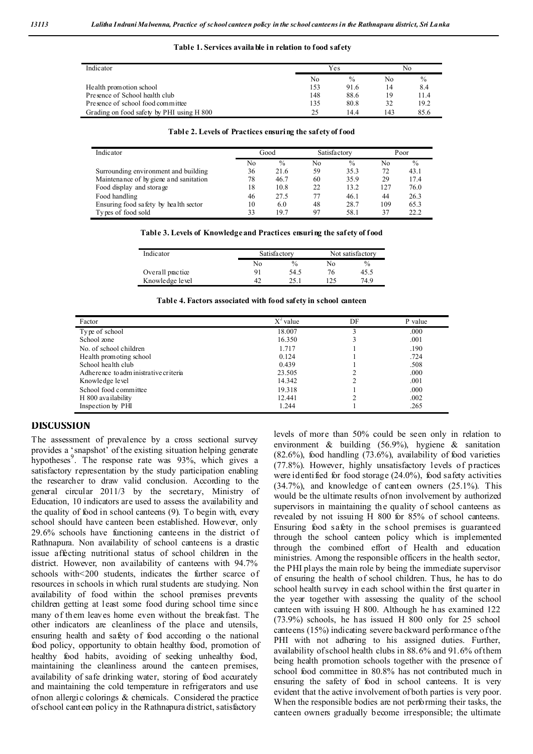**Table 1. Services available in relation to food safety**

| Indicator | Yes | | No | |
|---|---|---|---|---|
| | No | % | No | % |
| Health promotion school | 153 | 91.6 | 14 | 8.4 |
| Presence of School health club | 148 | 88.6 | 19 | 11.4 |
| Presence of school food committee | 135 | 80.8 | 32 | 19.2 |
| Grading on food safety by PHI using H 800 | 25 | 14.4 | 143 | 85.6 |

**Table 2. Levels of Practices ensuring the safety of food**

| Indicator | Good | | Satisfactory | | Poor | |
|---|---|---|---|---|---|---|
| | No | % | No | % | No | % |
| Surrounding environment and building | 36 | 21.6 | 59 | 35.3 | 72 | 43.1 |
| Maintenance of hygiene and sanitation | 78 | 46.7 | 60 | 35.9 | 29 | 17.4 |
| Food display and storage | 18 | 10.8 | 22 | 13.2 | 127 | 76.0 |
| Food handling | 46 | 27.5 | 77 | 46.1 | 44 | 26.3 |
| Ensuring food safety by health sector | 10 | 6.0 | 48 | 28.7 | 109 | 65.3 |
| Types of food sold | 33 | 19.7 | 97 | 58.1 | 37 | 22.2 |

**Table 3. Levels of Knowledge and Practices ensuring the safety of food**

| Indicator | Satisfactory | | Not satisfactory | |
|---|---|---|---|---|
| | No | % | No | % |
| Overall practice | 91 | 54.5 | 76 | 45.5 |
| Knowledge level | 42 | 25.1 | 125 | 74.9 |

**Table 4. Factors associated with food safety in school canteen**

| Factor | $X^2$ value | DF | P value |
|---|---|---|---|
| Type of school | 18.007 | 3 | .000 |
| School zone | 16.350 | 3 | .001 |
| No. of school children | 1.717 | 1 | .190 |
| Health promoting school | 0.124 | 1 | .724 |
| School health club | 0.439 | 1 | .508 |
| Adherence to administrative criteria | 23.505 | 2 | .000 |
| Knowledge level | 14.342 | 2 | .001 |
| School food committee | 19.318 | 1 | .000 |
| H 800 availability | 12.441 | 2 | .002 |
| Inspection by PHI | 1.244 | 1 | .265 |

## DISCUSSION

The assessment of prevalence by a cross sectional survey provides a 'snapshot' of the existing situation helping generate hypotheses[9]. The response rate was 93%, which gives a satisfactory representation by the study participation enabling the researcher to draw valid conclusion. According to the general circular 2011/3 by the secretary, Ministry of Education, 10 indicators are used to assess the availability and the quality of food in school canteens (9). To begin with, every school should have canteen been established. However, only 29.6% schools have functioning canteens in the district of Rathnapura. Non availability of school canteens is a drastic issue affecting nutritional status of school children in the district. However, non availability of canteens with 94.7% schools with<200 students, indicates the further scarce of resources in schools in which rural students are studying. Non availability of food within the school premises prevents children getting at least some food during school time since many of them leaves home even without the breakfast. The other indicators are cleanliness of the place and utensils, ensuring health and safety of food according o the national food policy, opportunity to obtain healthy food, promotion of healthy food habits, avoiding of seeking unhealthy food, maintaining the cleanliness around the canteen premises, availability of safe drinking water, storing of food accurately and maintaining the cold temperature in refrigerators and use of non allergic colorings & chemicals. Considered the practice of school canteen policy in the Rathnapura district, satisfactory levels of more than 50% could be seen only in relation to environment & building (56.9%), hygiene & sanitation (82.6%), food handling (73.6%), availability of food varieties (77.8%). However, highly unsatisfactory levels of practices were identified for food storage (24.0%), food safety activities (34.7%), and knowledge of canteen owners (25.1%). This would be the ultimate results of non involvement by authorized supervisors in maintaining the quality of school canteens as revealed by not issuing H 800 for 85% of school canteens. Ensuring food safety in the school premises is guaranteed through the school canteen policy which is implemented through the combined effort of Health and education ministries. Among the responsible officers in the health sector, the PHI plays the main role by being the immediate supervisor of ensuring the health of school children. Thus, he has to do school health survey in each school within the first quarter in the year together with assessing the quality of the school canteen with issuing H 800. Although he has examined 122 (73.9%) schools, he has issued H 800 only for 25 school canteens (15%) indicating severe backward performance of the PHI with not adhering to his assigned duties. Further, availability of school health clubs in 88.6% and 91.6% of them being health promotion schools together with the presence of school food committee in 80.8% has not contributed much in ensuring the safety of food in school canteens. It is very evident that the active involvement of both parties is very poor. When the responsible bodies are not performing their tasks, the canteen owners gradually become irresponsible; the ultimate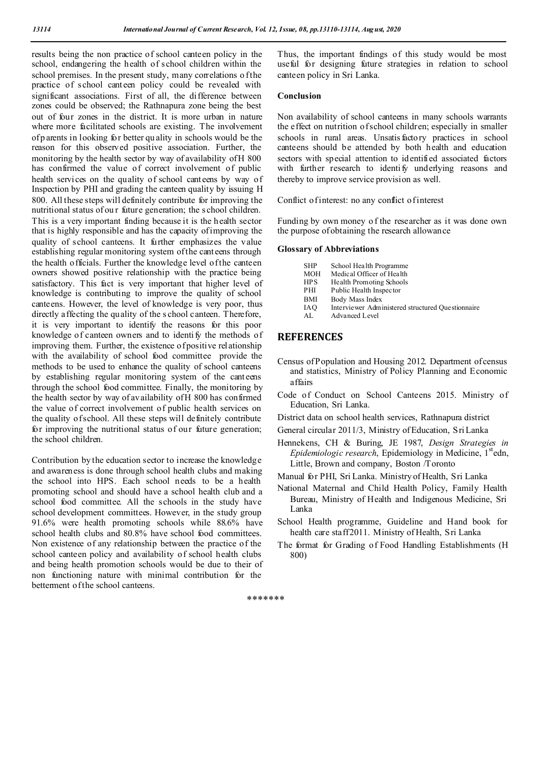results being the non practice of school canteen policy in the school, endangering the health of school children within the school premises. In the present study, many correlations of the practice of school canteen policy could be revealed with significant associations. First of all, the difference between zones could be observed; the Rathnapura zone being the best out of four zones in the district. It is more urban in nature where more facilitated schools are existing. The involvement of parents in looking for better quality in schools would be the reason for this observed positive association. Further, the monitoring by the health sector by way of availability of H 800 has confirmed the value of correct involvement of public health services on the quality of school canteens by way of Inspection by PHI and grading the canteen quality by issuing H 800. All these steps will definitely contribute for improving the nutritional status of our future generation; the school children. This is a very important finding because it is the health sector that is highly responsible and has the capacity of improving the quality of school canteens. It further emphasizes the value establishing regular monitoring system of the canteens through the health officials. Further the knowledge level of the canteen owners showed positive relationship with the practice being satisfactory. This fact is very important that higher level of knowledge is contributing to improve the quality of school canteens. However, the level of knowledge is very poor, thus directly affecting the quality of the school canteen. Therefore, it is very important to identify the reasons for this poor knowledge of canteen owners and to identify the methods of improving them. Further, the existence of positive relationship with the availability of school food committee provide the methods to be used to enhance the quality of school canteens by establishing regular monitoring system of the canteens through the school food committee. Finally, the monitoring by the health sector by way of availability of H 800 has confirmed the value of correct involvement of public health services on the quality of school. All these steps will definitely contribute for improving the nutritional status of our future generation; the school children.

Contribution by the education sector to increase the knowledge and awareness is done through school health clubs and making the school into HPS. Each school needs to be a health promoting school and should have a school health club and a school food committee. All the schools in the study have school development committees. However, in the study group 91.6% were health promoting schools while 88.6% have school health clubs and 80.8% have school food committees. Non existence of any relationship between the practice of the school canteen policy and availability of school health clubs and being health promotion schools would be due to their of non functioning nature with minimal contribution for the betterment of the school canteens.

Thus, the important findings of this study would be most useful for designing future strategies in relation to school canteen policy in Sri Lanka.

**Conclusion**

Non availability of school canteens in many schools warrants the effect on nutrition of school children; especially in smaller schools in rural areas. Unsatisfactory practices in school canteens should be attended by both health and education sectors with special attention to identified associated factors with further research to identify underlying reasons and thereby to improve service provision as well.

Conflict of interest: no any conflict of interest

Funding by own money of the researcher as it was done own the purpose of obtaining the research allowance

**Glossary of Abbreviations**

| | |
|---|---|
| SHP | School Health Programme |
| MOH | Medical Officer of Health |
| HPS | Health Promoting Schools |
| PHI | Public Health Inspector |
| BMI | Body Mass Index |
| IAQ | Interviewer Administered structured Questionnaire |
| AL | Advanced Level |

## REFERENCES

Census of Population and Housing 2012. Department of census and statistics, Ministry of Policy Planning and Economic affairs

Code of Conduct on School Canteens 2015. Ministry of Education, Sri Lanka.

District data on school health services, Rathnapura district

General circular 2011/3, Ministry of Education, Sri Lanka

Hennekens, CH & Buring, JE 1987, *Design Strategies in Epidemiologic research*, Epidemiology in Medicine, 1st edn, Little, Brown and company, Boston /Toronto

Manual for PHI, Sri Lanka. Ministry of Health, Sri Lanka

National Maternal and Child Health Policy, Family Health Bureau, Ministry of Health and Indigenous Medicine, Sri Lanka

School Health programme, Guideline and Hand book for health care staff 2011. Ministry of Health, Sri Lanka

The format for Grading of Food Handling Establishments (H 800)

\*\*\*\*\*\*\*